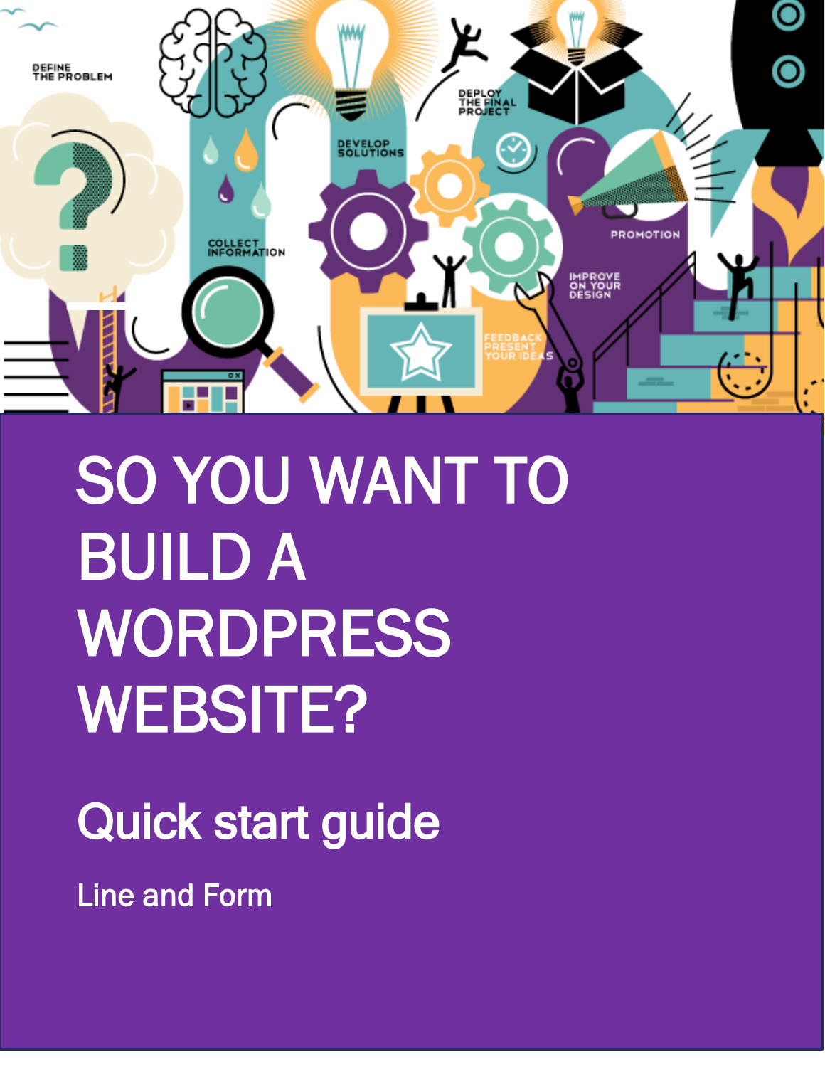# SO YOU WANT TO BUILD A WORDPRESS WEBSITE?

## Quick start guide

Line and Form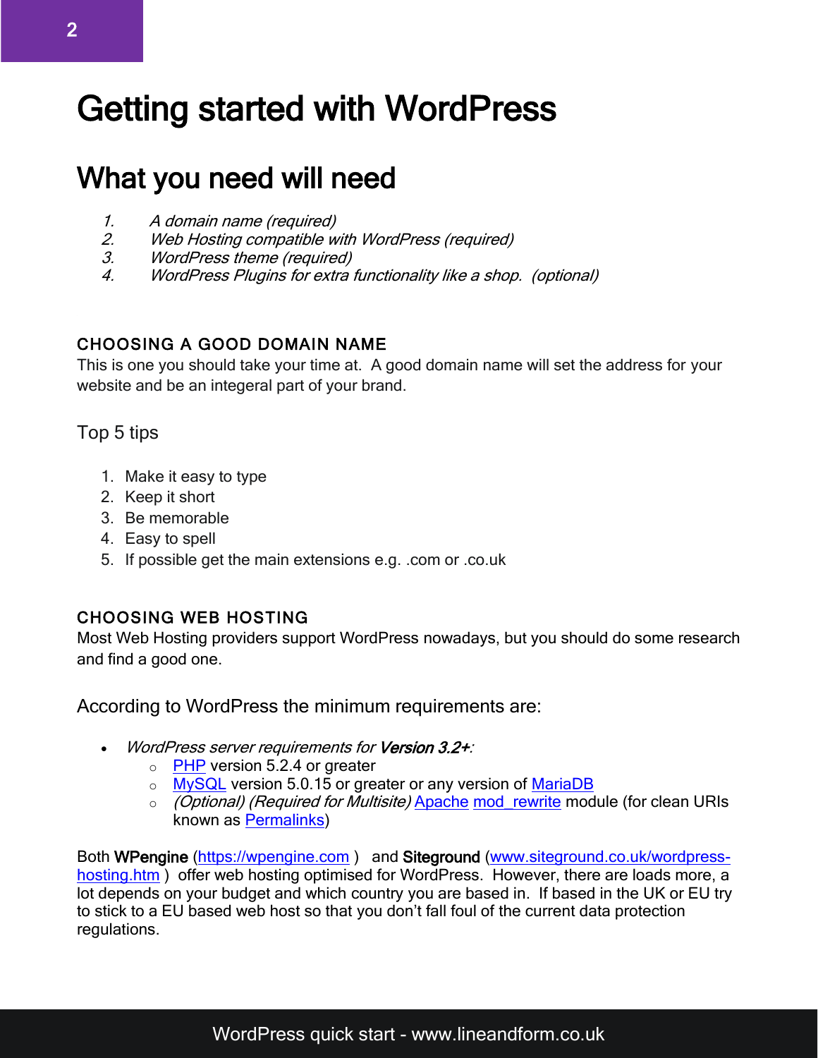# Getting started with WordPress

## What you need will need

1. *A domain name (required)*
2. *Web Hosting compatible with WordPress (required)*
3. *WordPress theme (required)*
4. *WordPress Plugins for extra functionality like a shop. (optional)*

#### CHOOSING A GOOD DOMAIN NAME

This is one you should take your time at. A good domain name will set the address for your website and be an integeral part of your brand.

### Top 5 tips

1. Make it easy to type
2. Keep it short
3. Be memorable
4. Easy to spell
5. If possible get the main extensions e.g. .com or .co.uk

#### CHOOSING WEB HOSTING

Most Web Hosting providers support WordPress nowadays, but you should do some research and find a good one.

### According to WordPress the minimum requirements are:

- *WordPress server requirements for* ***Version 3.2+****:*
  - PHP version 5.2.4 or greater
  - MySQL version 5.0.15 or greater or any version of MariaDB
  - *(Optional) (Required for Multisite)* Apache mod_rewrite module (for clean URIs known as Permalinks)

Both **WPengine** (https://wpengine.com ) and **Siteground** (www.siteground.co.uk/wordpress-hosting.htm ) offer web hosting optimised for WordPress. However, there are loads more, a lot depends on your budget and which country you are based in. If based in the UK or EU try to stick to a EU based web host so that you don't fall foul of the current data protection regulations.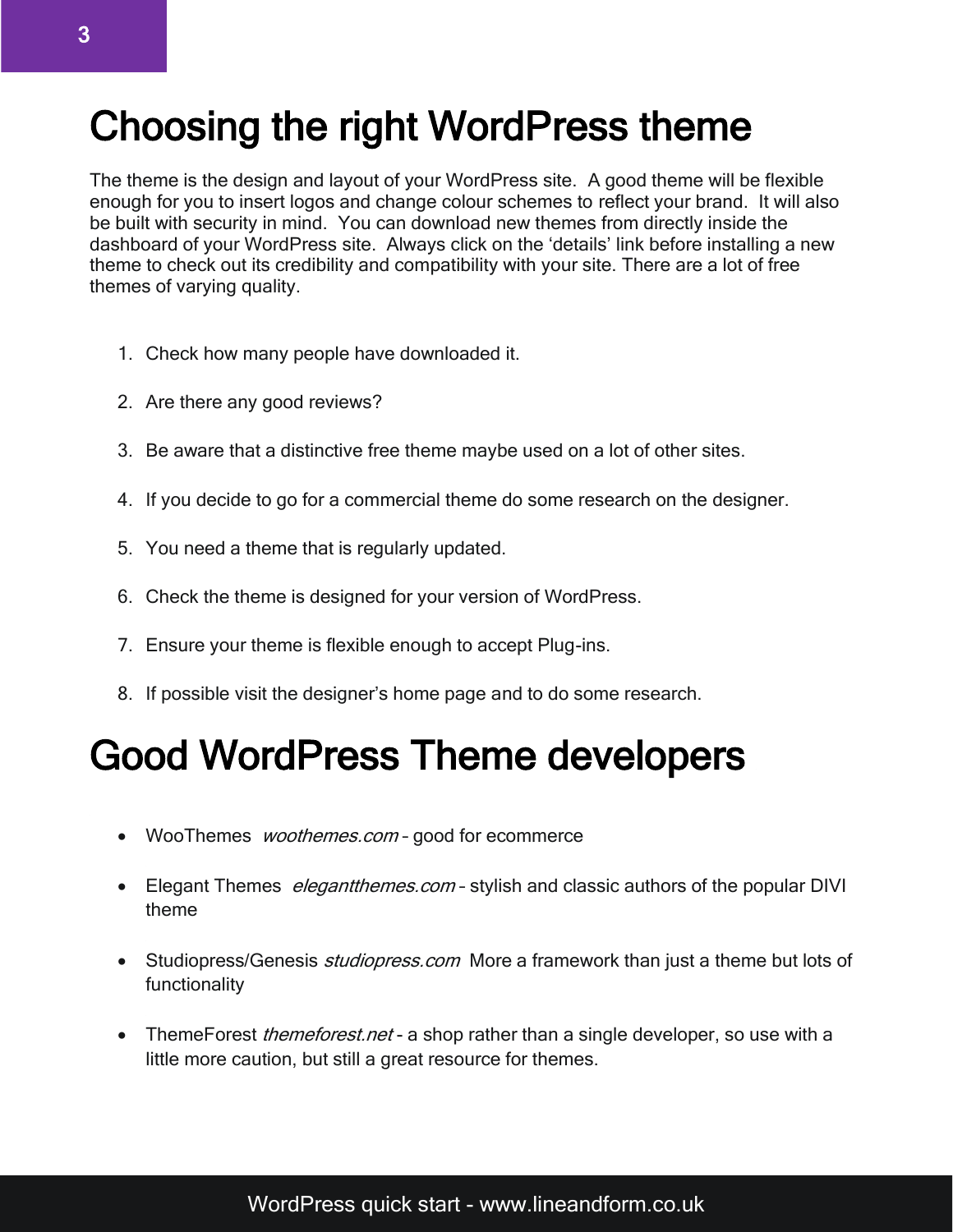# Choosing the right WordPress theme

The theme is the design and layout of your WordPress site. A good theme will be flexible enough for you to insert logos and change colour schemes to reflect your brand. It will also be built with security in mind. You can download new themes from directly inside the dashboard of your WordPress site. Always click on the 'details' link before installing a new theme to check out its credibility and compatibility with your site. There are a lot of free themes of varying quality.

1. Check how many people have downloaded it.
2. Are there any good reviews?
3. Be aware that a distinctive free theme maybe used on a lot of other sites.
4. If you decide to go for a commercial theme do some research on the designer.
5. You need a theme that is regularly updated.
6. Check the theme is designed for your version of WordPress.
7. Ensure your theme is flexible enough to accept Plug-ins.
8. If possible visit the designer's home page and to do some research.

# Good WordPress Theme developers

- WooThemes *woothemes.com* – good for ecommerce
- Elegant Themes *elegantthemes.com* – stylish and classic authors of the popular DIVI theme
- Studiopress/Genesis *studiopress.com* More a framework than just a theme but lots of functionality
- ThemeForest *themeforest.net* - a shop rather than a single developer, so use with a little more caution, but still a great resource for themes.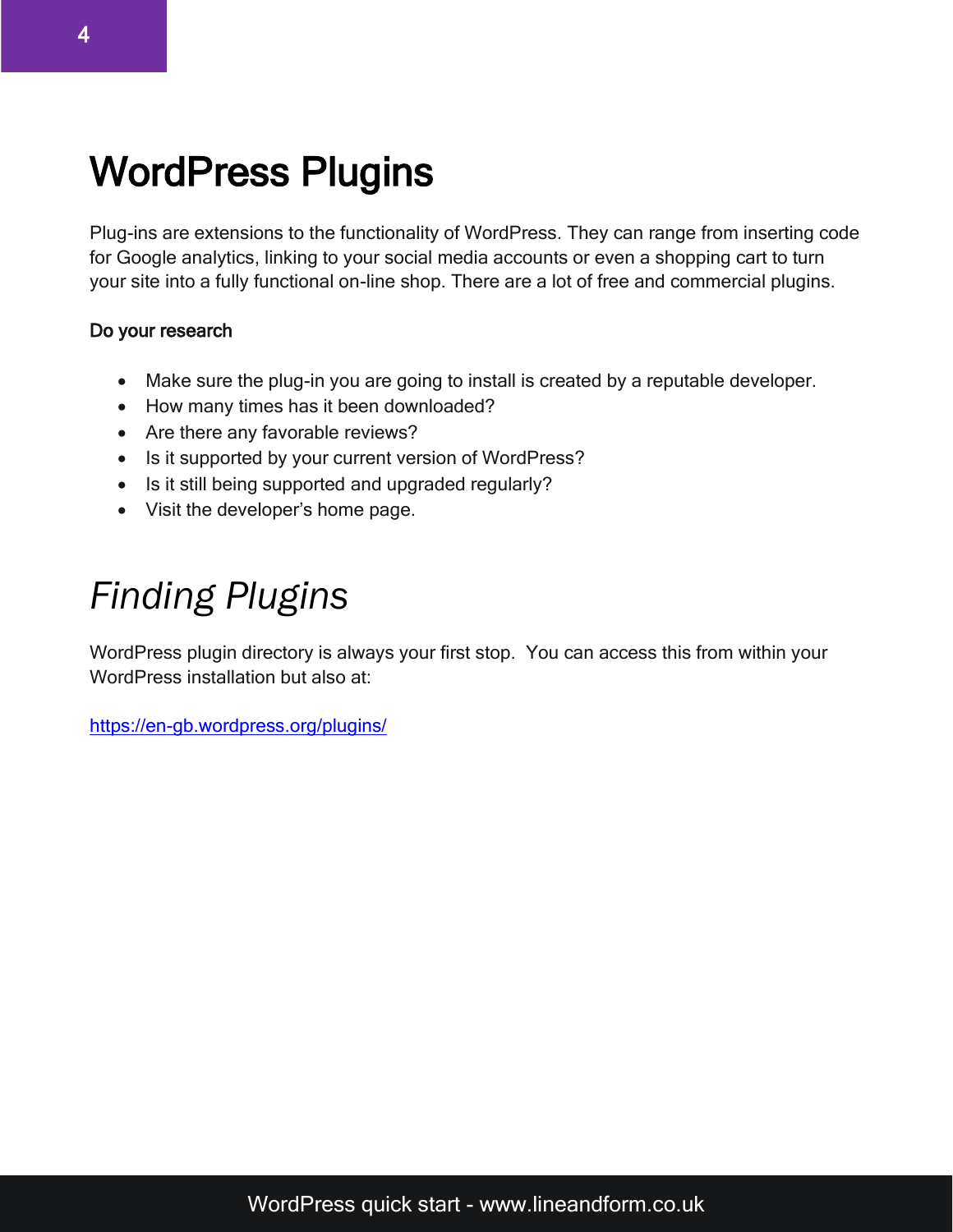# WordPress Plugins

Plug-ins are extensions to the functionality of WordPress. They can range from inserting code for Google analytics, linking to your social media accounts or even a shopping cart to turn your site into a fully functional on-line shop. There are a lot of free and commercial plugins.

**Do your research**

- Make sure the plug-in you are going to install is created by a reputable developer.
- How many times has it been downloaded?
- Are there any favorable reviews?
- Is it supported by your current version of WordPress?
- Is it still being supported and upgraded regularly?
- Visit the developer's home page.

## *Finding Plugins*

WordPress plugin directory is always your first stop. You can access this from within your WordPress installation but also at:

https://en-gb.wordpress.org/plugins/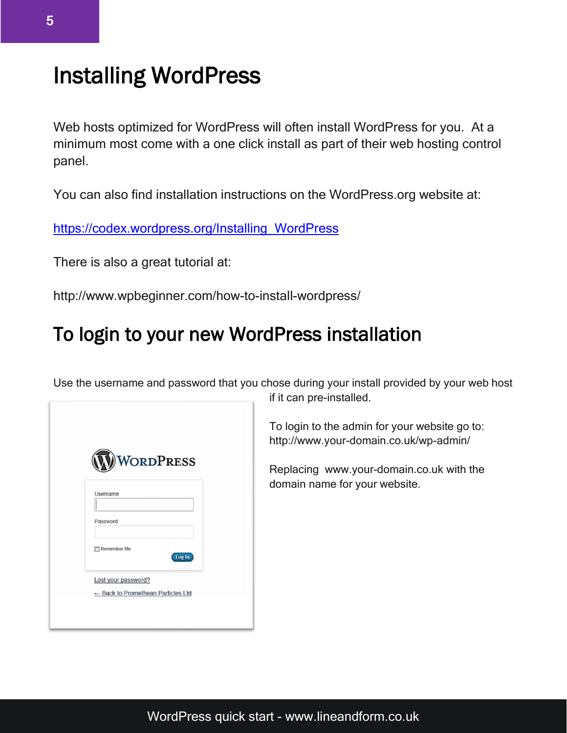# Installing WordPress

Web hosts optimized for WordPress will often install WordPress for you. At a minimum most come with a one click install as part of their web hosting control panel.

You can also find installation instructions on the WordPress.org website at:

https://codex.wordpress.org/Installing_WordPress

There is also a great tutorial at:

http://www.wpbeginner.com/how-to-install-wordpress/

## To login to your new WordPress installation

Use the username and password that you chose during your install provided by your web host if it can pre-installed.

To login to the admin for your website go to: http://www.your-domain.co.uk/wp-admin/

Replacing www.your-domain.co.uk with the domain name for your website.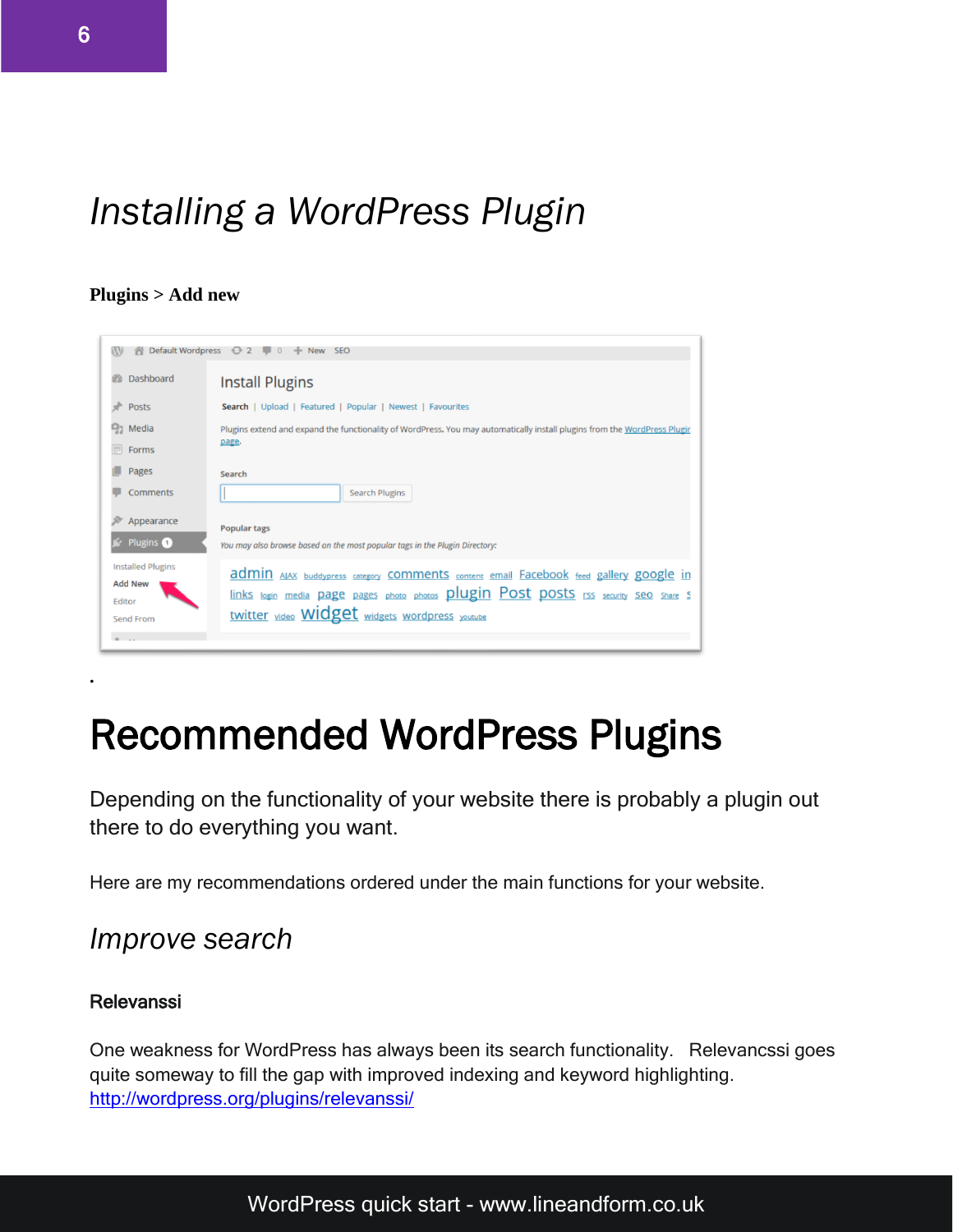*Installing a WordPress Plugin*

**Plugins > Add new**

.

# Recommended WordPress Plugins

Depending on the functionality of your website there is probably a plugin out there to do everything you want.

Here are my recommendations ordered under the main functions for your website.

## *Improve search*

**Relevanssi**

One weakness for WordPress has always been its search functionality. Relevancssi goes quite someway to fill the gap with improved indexing and keyword highlighting.
http://wordpress.org/plugins/relevanssi/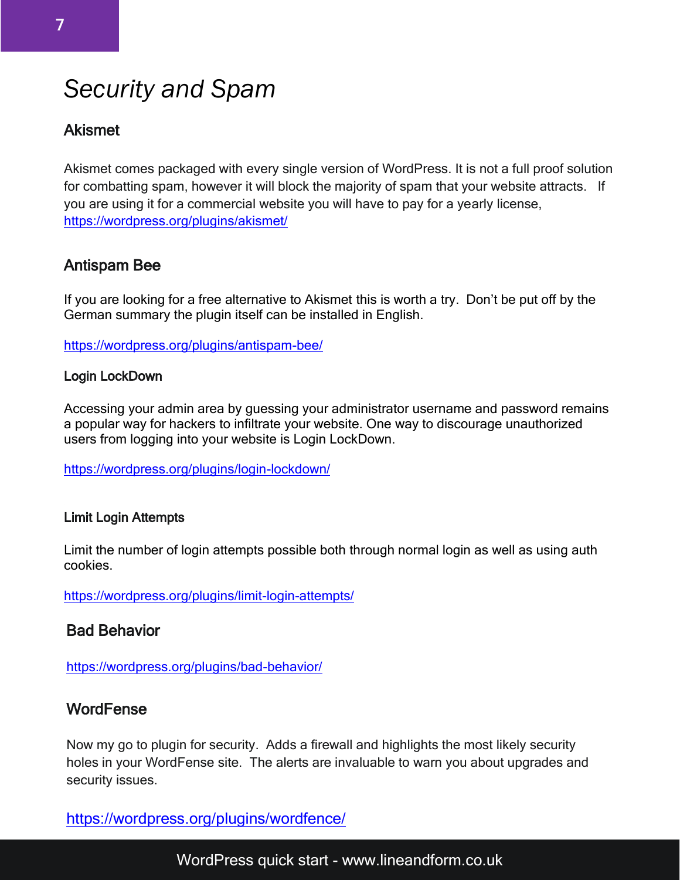# *Security and Spam*

## Akismet

Akismet comes packaged with every single version of WordPress. It is not a full proof solution for combatting spam, however it will block the majority of spam that your website attracts. If you are using it for a commercial website you will have to pay for a yearly license, https://wordpress.org/plugins/akismet/

## Antispam Bee

If you are looking for a free alternative to Akismet this is worth a try. Don't be put off by the German summary the plugin itself can be installed in English.

https://wordpress.org/plugins/antispam-bee/

### Login LockDown

Accessing your admin area by guessing your administrator username and password remains a popular way for hackers to infiltrate your website. One way to discourage unauthorized users from logging into your website is Login LockDown.

https://wordpress.org/plugins/login-lockdown/

### Limit Login Attempts

Limit the number of login attempts possible both through normal login as well as using auth cookies.

https://wordpress.org/plugins/limit-login-attempts/

## Bad Behavior

https://wordpress.org/plugins/bad-behavior/

## WordFense

Now my go to plugin for security. Adds a firewall and highlights the most likely security holes in your WordFense site. The alerts are invaluable to warn you about upgrades and security issues.

https://wordpress.org/plugins/wordfence/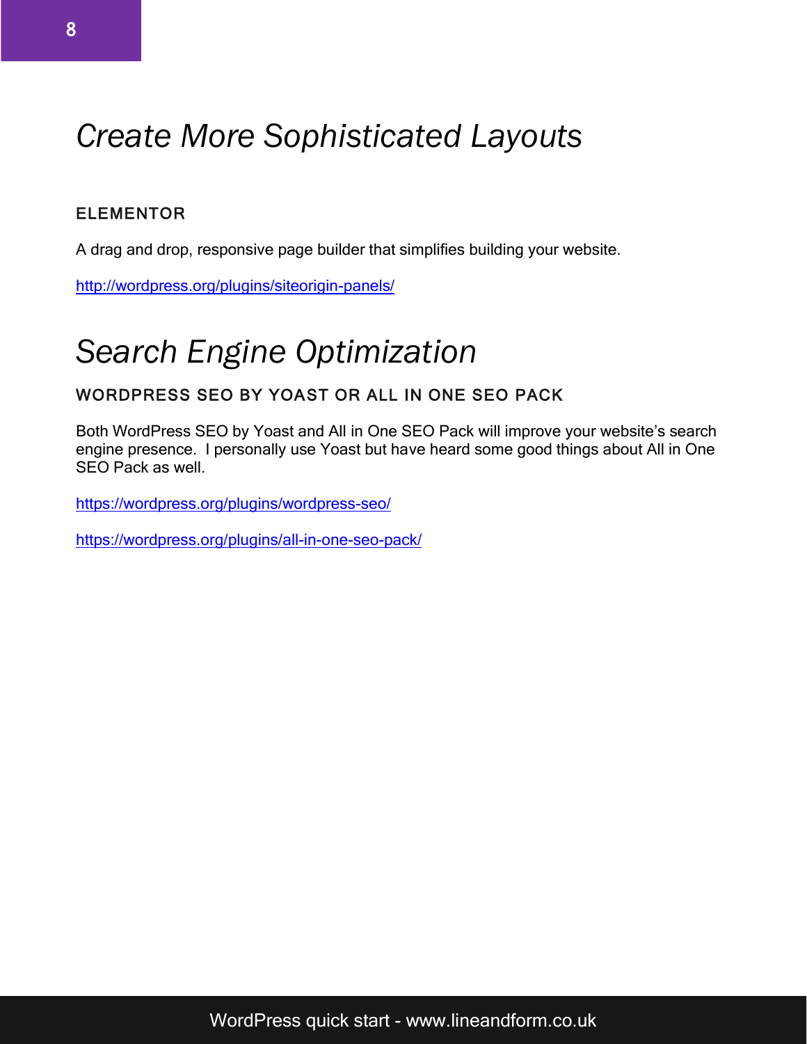# *Create More Sophisticated Layouts*

### ELEMENTOR

A drag and drop, responsive page builder that simplifies building your website.

http://wordpress.org/plugins/siteorigin-panels/

# *Search Engine Optimization*

### WORDPRESS SEO BY YOAST OR ALL IN ONE SEO PACK

Both WordPress SEO by Yoast and All in One SEO Pack will improve your website's search engine presence. I personally use Yoast but have heard some good things about All in One SEO Pack as well.

https://wordpress.org/plugins/wordpress-seo/

https://wordpress.org/plugins/all-in-one-seo-pack/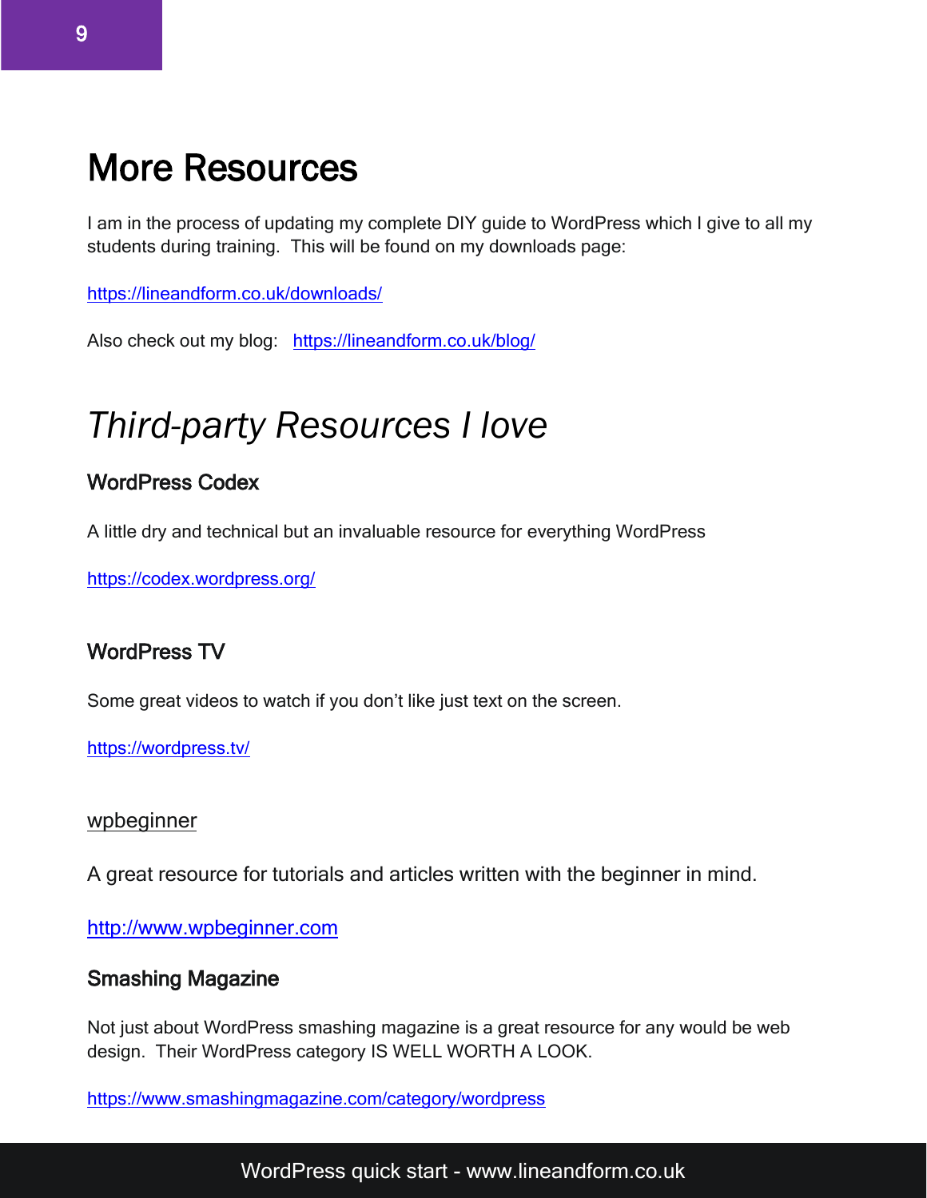# More Resources

I am in the process of updating my complete DIY guide to WordPress which I give to all my students during training. This will be found on my downloads page:

https://lineandform.co.uk/downloads/

Also check out my blog: https://lineandform.co.uk/blog/

# *Third-party Resources I love*

### WordPress Codex

A little dry and technical but an invaluable resource for everything WordPress

https://codex.wordpress.org/

### WordPress TV

Some great videos to watch if you don't like just text on the screen.

https://wordpress.tv/

### wpbeginner

A great resource for tutorials and articles written with the beginner in mind.

http://www.wpbeginner.com

### Smashing Magazine

Not just about WordPress smashing magazine is a great resource for any would be web design. Their WordPress category IS WELL WORTH A LOOK.

https://www.smashingmagazine.com/category/wordpress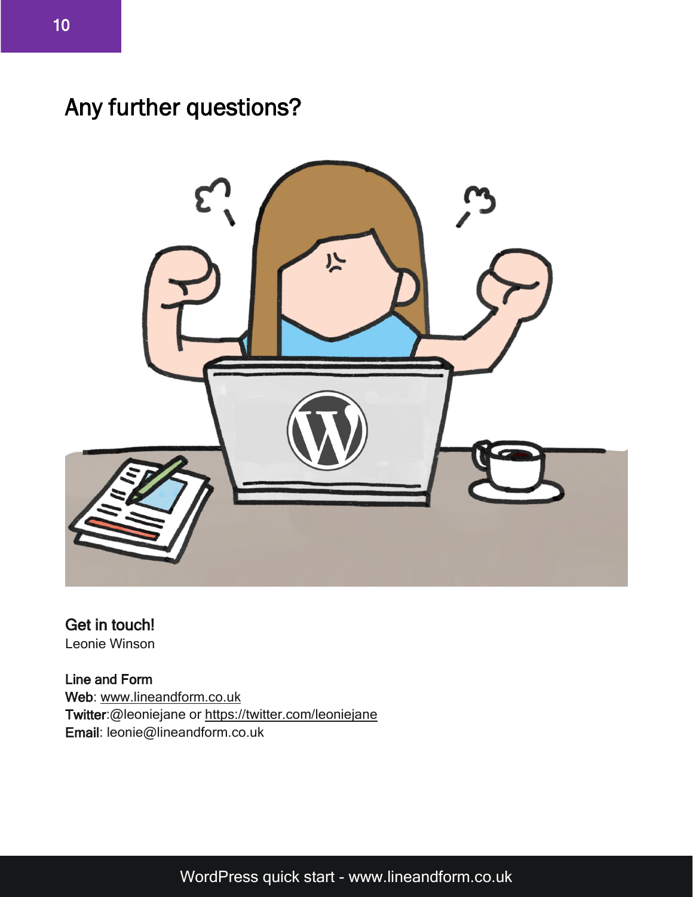# Any further questions?

**Get in touch!**
Leonie Winson

**Line and Form**
**Web**: www.lineandform.co.uk
**Twitter**:@leoniejane or https://twitter.com/leoniejane
**Email**: leonie@lineandform.co.uk